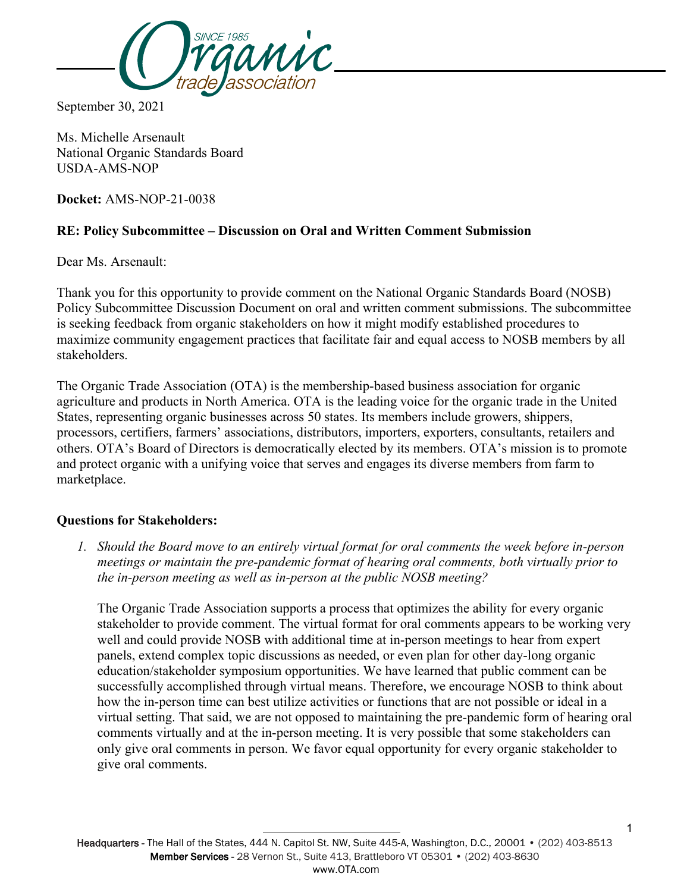September 30, 2021

Ms. Michelle Arsenault
National Organic Standards Board
USDA-AMS-NOP

**Docket:** AMS-NOP-21-0038

**RE: Policy Subcommittee – Discussion on Oral and Written Comment Submission**

Dear Ms. Arsenault:

Thank you for this opportunity to provide comment on the National Organic Standards Board (NOSB) Policy Subcommittee Discussion Document on oral and written comment submissions. The subcommittee is seeking feedback from organic stakeholders on how it might modify established procedures to maximize community engagement practices that facilitate fair and equal access to NOSB members by all stakeholders.

The Organic Trade Association (OTA) is the membership-based business association for organic agriculture and products in North America. OTA is the leading voice for the organic trade in the United States, representing organic businesses across 50 states. Its members include growers, shippers, processors, certifiers, farmers' associations, distributors, importers, exporters, consultants, retailers and others. OTA's Board of Directors is democratically elected by its members. OTA's mission is to promote and protect organic with a unifying voice that serves and engages its diverse members from farm to marketplace.

**Questions for Stakeholders:**

1. *Should the Board move to an entirely virtual format for oral comments the week before in-person meetings or maintain the pre-pandemic format of hearing oral comments, both virtually prior to the in-person meeting as well as in-person at the public NOSB meeting?*

   The Organic Trade Association supports a process that optimizes the ability for every organic stakeholder to provide comment. The virtual format for oral comments appears to be working very well and could provide NOSB with additional time at in-person meetings to hear from expert panels, extend complex topic discussions as needed, or even plan for other day-long organic education/stakeholder symposium opportunities. We have learned that public comment can be successfully accomplished through virtual means. Therefore, we encourage NOSB to think about how the in-person time can best utilize activities or functions that are not possible or ideal in a virtual setting. That said, we are not opposed to maintaining the pre-pandemic form of hearing oral comments virtually and at the in-person meeting. It is very possible that some stakeholders can only give oral comments in person. We favor equal opportunity for every organic stakeholder to give oral comments.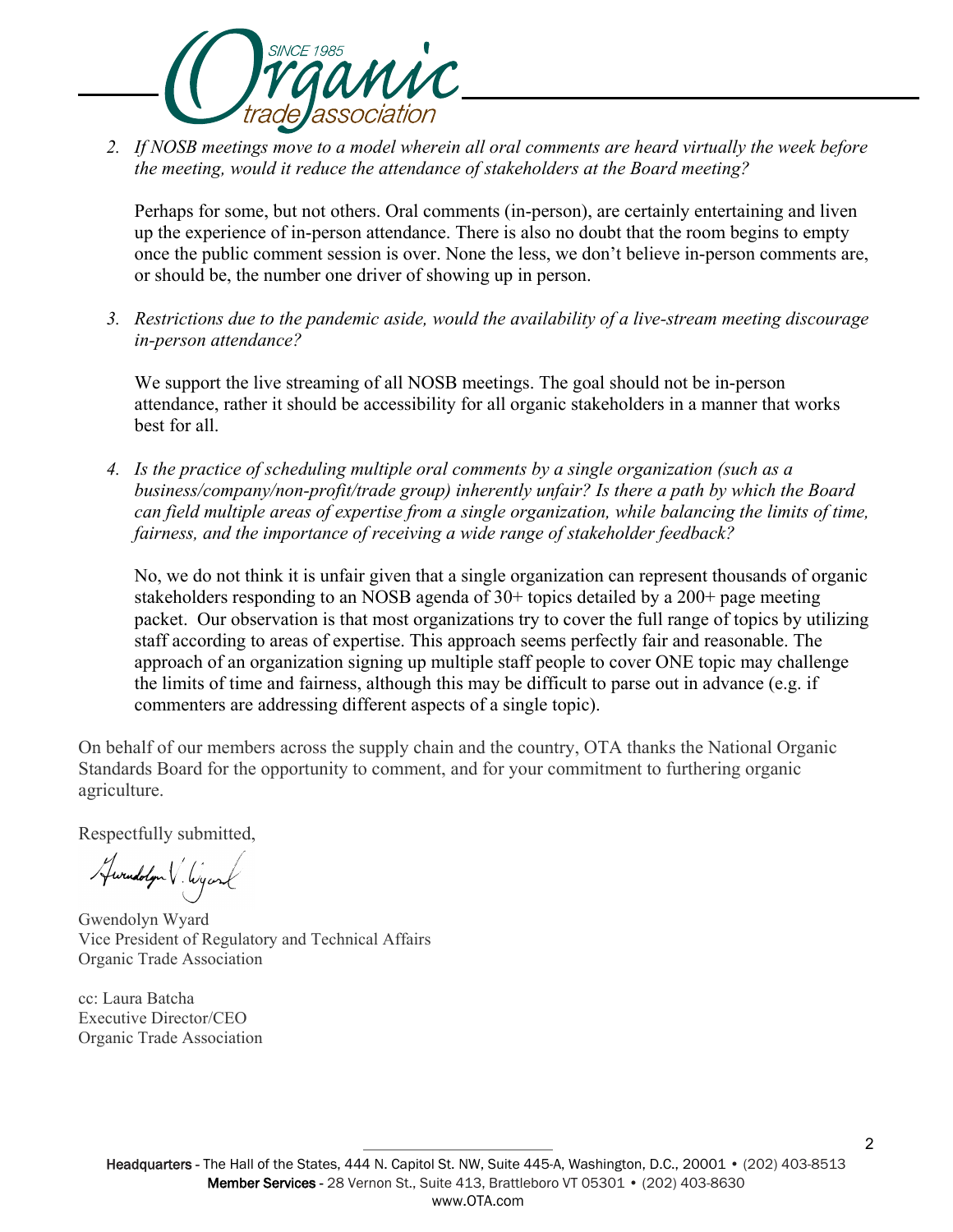2. *If NOSB meetings move to a model wherein all oral comments are heard virtually the week before the meeting, would it reduce the attendance of stakeholders at the Board meeting?*

   Perhaps for some, but not others. Oral comments (in-person), are certainly entertaining and liven up the experience of in-person attendance. There is also no doubt that the room begins to empty once the public comment session is over. None the less, we don't believe in-person comments are, or should be, the number one driver of showing up in person.

3. *Restrictions due to the pandemic aside, would the availability of a live-stream meeting discourage in-person attendance?*

   We support the live streaming of all NOSB meetings. The goal should not be in-person attendance, rather it should be accessibility for all organic stakeholders in a manner that works best for all.

4. *Is the practice of scheduling multiple oral comments by a single organization (such as a business/company/non-profit/trade group) inherently unfair? Is there a path by which the Board can field multiple areas of expertise from a single organization, while balancing the limits of time, fairness, and the importance of receiving a wide range of stakeholder feedback?*

   No, we do not think it is unfair given that a single organization can represent thousands of organic stakeholders responding to an NOSB agenda of 30+ topics detailed by a 200+ page meeting packet. Our observation is that most organizations try to cover the full range of topics by utilizing staff according to areas of expertise. This approach seems perfectly fair and reasonable. The approach of an organization signing up multiple staff people to cover ONE topic may challenge the limits of time and fairness, although this may be difficult to parse out in advance (e.g. if commenters are addressing different aspects of a single topic).

On behalf of our members across the supply chain and the country, OTA thanks the National Organic Standards Board for the opportunity to comment, and for your commitment to furthering organic agriculture.

Respectfully submitted,

Gwendolyn Wyard
Vice President of Regulatory and Technical Affairs
Organic Trade Association

cc: Laura Batcha
Executive Director/CEO
Organic Trade Association